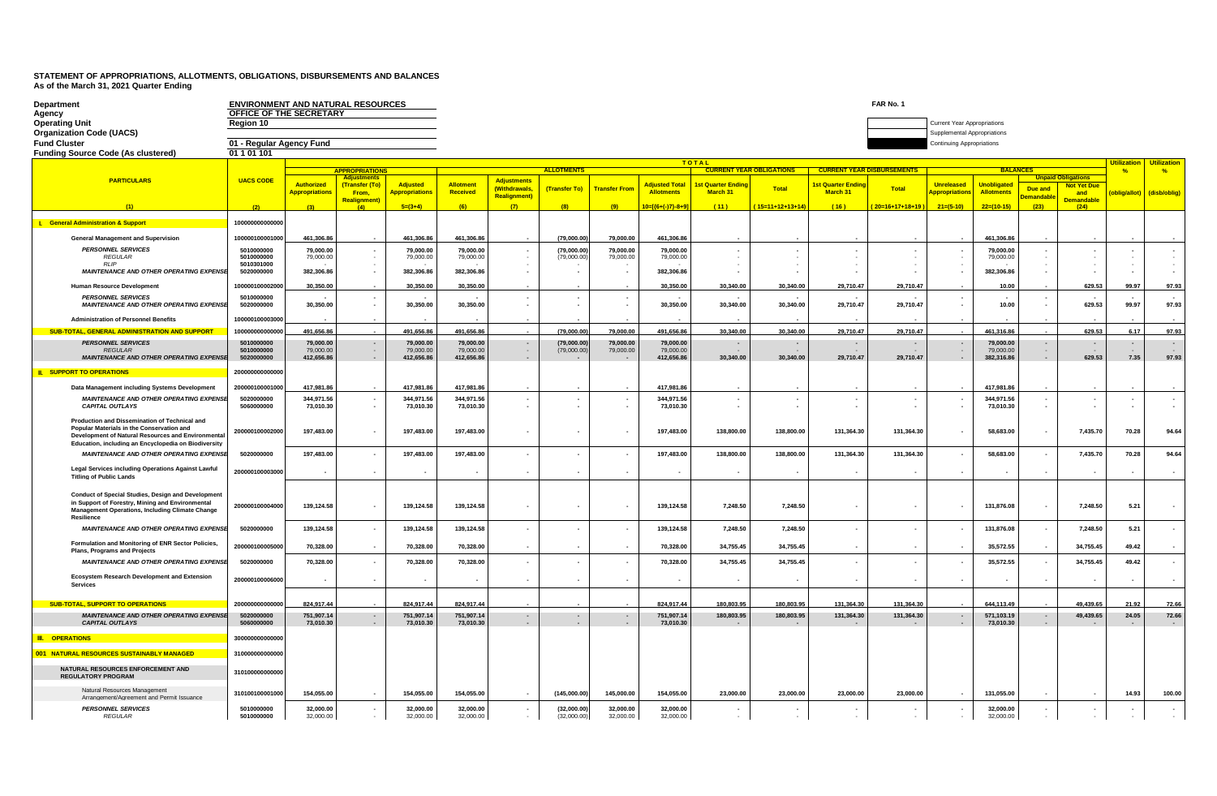# STATEMENT OF APPROPRIATIONS, ALLOTMENTS, OBLIGATIONS, DISBURSEMENTS AND BALANCES
As of the March 31, 2021 Quarter Ending

**Department**: ENVIRONMENT AND NATURAL RESOURCES
**Agency**: OFFICE OF THE SECRETARY
**Operating Unit**: Region 10
**Organization Code (UACS)**:
**Fund Cluster**: 01 - Regular Agency Fund
**Funding Source Code (As clustered)**: 01 1 01 101

FAR No. 1

Current Year Appropriations
Supplemental Appropriations
Continuing Appropriations

| PARTICULARS | UACS CODE | APPROPRIATIONS: Authorized Appropriations | Adjustments (Transfer (To) From, Realignment) | Adjusted Appropriations | ALLOTMENTS: Allotment Received | Adjustments (Withdrawals, Realignment) | (Transfer To) | Transfer From | Adjusted Total Allotments | CURRENT YEAR OBLIGATIONS: 1st Quarter Ending March 31 | Total | CURRENT YEAR DISBURSEMENTS: 1st Quarter Ending March 31 | Total | BALANCES: Unreleased Appropriations | Unobligated Allotments | Unpaid Obligations: Due and Demandable | Not Yet Due and Demandable | Utilization % (oblig/allot) | Utilization % (disb/oblig) |
|---|---|---|---|---|---|---|---|---|---|---|---|---|---|---|---|---|---|---|---|
| (1) | (2) | (3) | (4) | 5=(3+4) | (6) | (7) | (8) | (9) | 10=[(6+(-)7)-8+9] | (11) | (15=11+12+13+14) | (16) | (20=16+17+18+19) | 21=(5-10) | 22=(10-15) | (23) | (24) | | |
| **I. General Administration & Support** | 100000000000000 | | | | | | | | | | | | | | | | | | |
| **General Management and Supervision** | 100000100001000 | 461,306.86 | - | 461,306.86 | 461,306.86 | - | (79,000.00) | 79,000.00 | 461,306.86 | - | - | - | - | - | 461,306.86 | - | - | - | - |
| *PERSONNEL SERVICES* | 5010000000 | 79,000.00 | - | 79,000.00 | 79,000.00 | - | (79,000.00) | 79,000.00 | 79,000.00 | - | - | - | - | - | 79,000.00 | - | - | - | - |
| *REGULAR* | 5010000000 | 79,000.00 | - | 79,000.00 | 79,000.00 | - | (79,000.00) | 79,000.00 | 79,000.00 | - | - | - | - | - | 79,000.00 | - | - | - | - |
| *RLIP* | 5010301000 | - | - | - | - | - | - | - | - | - | - | - | - | - | - | - | - | - | - |
| *MAINTENANCE AND OTHER OPERATING EXPENSES* | 5020000000 | 382,306.86 | - | 382,306.86 | 382,306.86 | - | - | - | 382,306.86 | - | - | - | - | - | 382,306.86 | - | - | - | - |
| **Human Resource Development** | 100000100002000 | 30,350.00 | - | 30,350.00 | 30,350.00 | - | - | - | 30,350.00 | 30,340.00 | 30,340.00 | 29,710.47 | 29,710.47 | - | 10.00 | - | 629.53 | 99.97 | 97.93 |
| *PERSONNEL SERVICES* | 5010000000 | - | - | - | - | - | - | - | - | - | - | - | - | - | - | - | - | - | - |
| *MAINTENANCE AND OTHER OPERATING EXPENSES* | 5020000000 | 30,350.00 | - | 30,350.00 | 30,350.00 | - | - | - | 30,350.00 | 30,340.00 | 30,340.00 | 29,710.47 | 29,710.47 | - | 10.00 | - | 629.53 | 99.97 | 97.93 |
| **Administration of Personnel Benefits** | 100000100003000 | - | - | - | - | - | - | - | - | - | - | - | - | - | - | - | - | - | - |
| **SUB-TOTAL, GENERAL ADMINISTRATION AND SUPPORT** | 100000000000000 | 491,656.86 | - | 491,656.86 | 491,656.86 | - | (79,000.00) | 79,000.00 | 491,656.86 | 30,340.00 | 30,340.00 | 29,710.47 | 29,710.47 | - | 461,316.86 | - | 629.53 | 6.17 | 97.93 |
| *PERSONNEL SERVICES* | 5010000000 | 79,000.00 | - | 79,000.00 | 79,000.00 | - | (79,000.00) | 79,000.00 | 79,000.00 | - | - | - | - | - | 79,000.00 | - | - | - | - |
| *REGULAR* | 5010000000 | 79,000.00 | - | 79,000.00 | 79,000.00 | - | (79,000.00) | 79,000.00 | 79,000.00 | - | - | - | - | - | 79,000.00 | - | - | - | - |
| *MAINTENANCE AND OTHER OPERATING EXPENSES* | 5020000000 | 412,656.86 | - | 412,656.86 | 412,656.86 | - | - | - | 412,656.86 | 30,340.00 | 30,340.00 | 29,710.47 | 29,710.47 | - | 382,316.86 | - | 629.53 | 7.35 | 97.93 |
| **II. SUPPORT TO OPERATIONS** | 200000000000000 | | | | | | | | | | | | | | | | | | |
| **Data Management including Systems Development** | 200000100001000 | 417,981.86 | - | 417,981.86 | 417,981.86 | - | - | - | 417,981.86 | - | - | - | - | - | 417,981.86 | - | - | - | - |
| *MAINTENANCE AND OTHER OPERATING EXPENSES* | 5020000000 | 344,971.56 | - | 344,971.56 | 344,971.56 | - | - | - | 344,971.56 | - | - | - | - | - | 344,971.56 | - | - | - | - |
| *CAPITAL OUTLAYS* | 5060000000 | 73,010.30 | - | 73,010.30 | 73,010.30 | - | - | - | 73,010.30 | - | - | - | - | - | 73,010.30 | - | - | - | - |
| **Production and Dissemination of Technical and Popular Materials in the Conservation and Development of Natural Resources and Environmental Education, including an Encyclopedia on Biodiversity** | 200000100002000 | 197,483.00 | - | 197,483.00 | 197,483.00 | - | - | - | 197,483.00 | 138,800.00 | 138,800.00 | 131,364.30 | 131,364.30 | - | 58,683.00 | - | 7,435.70 | 70.28 | 94.64 |
| *MAINTENANCE AND OTHER OPERATING EXPENSES* | 5020000000 | 197,483.00 | - | 197,483.00 | 197,483.00 | - | - | - | 197,483.00 | 138,800.00 | 138,800.00 | 131,364.30 | 131,364.30 | - | 58,683.00 | - | 7,435.70 | 70.28 | 94.64 |
| **Legal Services including Operations Against Lawful Titling of Public Lands** | 200000100003000 | - | - | - | - | - | - | - | - | - | - | - | - | - | - | - | - | - | - |
| **Conduct of Special Studies, Design and Development in Support of Forestry, Mining and Environmental Management Operations, Including Climate Change Resilience** | 200000100004000 | 139,124.58 | - | 139,124.58 | 139,124.58 | - | - | - | 139,124.58 | 7,248.50 | 7,248.50 | - | - | - | 131,876.08 | - | 7,248.50 | 5.21 | - |
| *MAINTENANCE AND OTHER OPERATING EXPENSES* | 5020000000 | 139,124.58 | - | 139,124.58 | 139,124.58 | - | - | - | 139,124.58 | 7,248.50 | 7,248.50 | - | - | - | 131,876.08 | - | 7,248.50 | 5.21 | - |
| **Formulation and Monitoring of ENR Sector Policies, Plans, Programs and Projects** | 200000100005000 | 70,328.00 | - | 70,328.00 | 70,328.00 | - | - | - | 70,328.00 | 34,755.45 | 34,755.45 | - | - | - | 35,572.55 | - | 34,755.45 | 49.42 | - |
| *MAINTENANCE AND OTHER OPERATING EXPENSES* | 5020000000 | 70,328.00 | - | 70,328.00 | 70,328.00 | - | - | - | 70,328.00 | 34,755.45 | 34,755.45 | - | - | - | 35,572.55 | - | 34,755.45 | 49.42 | - |
| **Ecosystem Research Development and Extension Services** | 200000100006000 | - | - | - | - | - | - | - | - | - | - | - | - | - | - | - | - | - | - |
| **SUB-TOTAL, SUPPORT TO OPERATIONS** | 200000000000000 | 824,917.44 | - | 824,917.44 | 824,917.44 | - | - | - | 824,917.44 | 180,803.95 | 180,803.95 | 131,364.30 | 131,364.30 | - | 644,113.49 | - | 49,439.65 | 21.92 | 72.66 |
| *MAINTENANCE AND OTHER OPERATING EXPENSES* | 5020000000 | 751,907.14 | - | 751,907.14 | 751,907.14 | - | - | - | 751,907.14 | 180,803.95 | 180,803.95 | 131,364.30 | 131,364.30 | - | 571,103.19 | - | 49,439.65 | 24.05 | 72.66 |
| *CAPITAL OUTLAYS* | 5060000000 | 73,010.30 | - | 73,010.30 | 73,010.30 | - | - | - | 73,010.30 | - | - | - | - | - | 73,010.30 | - | - | - | - |
| **III. OPERATIONS** | 300000000000000 | | | | | | | | | | | | | | | | | | |
| **001 NATURAL RESOURCES SUSTAINABLY MANAGED** | 310000000000000 | | | | | | | | | | | | | | | | | | |
| **NATURAL RESOURCES ENFORCEMENT AND REGULATORY PROGRAM** | 310100000000000 | | | | | | | | | | | | | | | | | | |
| Natural Resources Management Arrangement/Agreement and Permit Issuance | 310100100001000 | 154,055.00 | - | 154,055.00 | 154,055.00 | - | (145,000.00) | 145,000.00 | 154,055.00 | 23,000.00 | 23,000.00 | 23,000.00 | 23,000.00 | - | 131,055.00 | - | - | 14.93 | 100.00 |
| *PERSONNEL SERVICES* | 5010000000 | 32,000.00 | - | 32,000.00 | 32,000.00 | - | (32,000.00) | 32,000.00 | 32,000.00 | - | - | - | - | - | 32,000.00 | - | - | - | - |
| *REGULAR* | 5010000000 | 32,000.00 | - | 32,000.00 | 32,000.00 | - | (32,000.00) | 32,000.00 | 32,000.00 | - | - | - | - | - | 32,000.00 | - | - | - | - |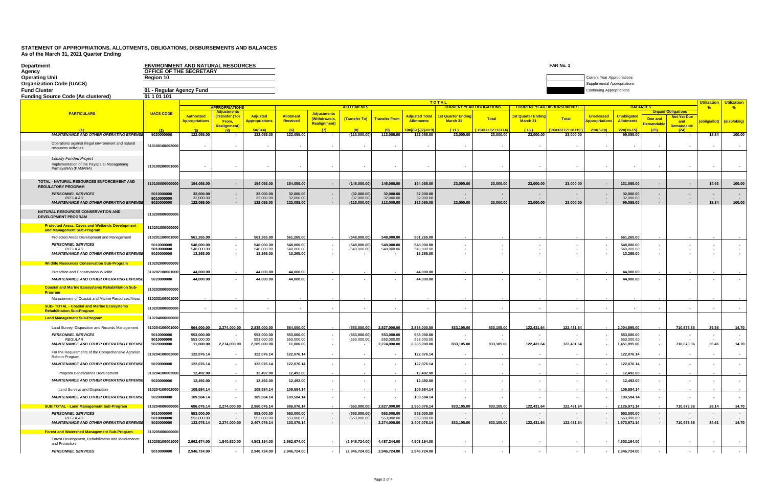# STATEMENT OF APPROPRIATIONS, ALLOTMENTS, OBLIGATIONS, DISBURSEMENTS AND BALANCES
## As of the March 31, 2021 Quarter Ending

**Department** ENVIRONMENT AND NATURAL RESOURCES
**Agency** OFFICE OF THE SECRETARY
**Operating Unit** Region 10
**Organization Code (UACS)**
**Fund Cluster** 01 - Regular Agency Fund
**Funding Source Code (As clustered)** 01 1 01 101

FAR No. 1

Current Year Appropriations
Supplemental Appropriations
Continuing Appropriations

| PARTICULARS | UACS CODE | APPROPRIATIONS | | | ALLOTMENTS | | | | | CURRENT YEAR OBLIGATIONS | | CURRENT YEAR DISBURSEMENTS | | BALANCES | | | | Utilization % | Utilization % |
|---|---|---|---|---|---|---|---|---|---|---|---|---|---|---|---|---|---|---|---|
| | | Authorized Appropriations | Adjustments (Transfer (To) From, Realignment) | Adjusted Appropriations | Allotment Received | Adjustments (Withdrawals, Realignment) | (Transfer To) | Transfer From | Adjusted Total Allotments | 1st Quarter Ending March 31 | Total | 1st Quarter Ending March 31 | Total | Unreleased Appropriations | Unobligated Allotments | Unpaid Obligations: Due and Demandable | Unpaid Obligations: Not Yet Due and Demandable | (oblig/allot) | (disb/oblig) |
| (1) | (2) | (3) | (4) | 5=(3+4) | (6) | (7) | (8) | (9) | 10=[(6+(-)7)-8+9] | (11) | (15=11+12+13+14) | (16) | (20=16+17+18+19) | 21=(5-10) | 22=(10-15) | (23) | (24) | | |
| *MAINTENANCE AND OTHER OPERATING EXPENSE* | 5020000000 | 122,055.00 | - | 122,055.00 | 122,055.00 | - | (113,000.00) | 113,000.00 | 122,055.00 | 23,000.00 | 23,000.00 | 23,000.00 | 23,000.00 | - | 99,055.00 | - | - | 18.84 | 100.00 |
| Operations against illegal environment and natural resources activities | 310100100002000 | - | - | - | - | - | - | - | - | - | - | - | - | - | - | - | - | - | - |
| *Locally Funded Project* Implementation of the Payapa at Masaganang PamayaNAn (PAMANA) | 310100200001000 | - | - | - | - | - | - | - | - | - | - | - | - | - | - | - | - | - | - |
| **TOTAL - NATURAL RESOURCES ENFORCEMENT AND REGULATORY PROGRAM** | 310100000000000 | 154,055.00 | - | 154,055.00 | 154,055.00 | - | (145,000.00) | 145,000.00 | 154,055.00 | 23,000.00 | 23,000.00 | 23,000.00 | 23,000.00 | - | 131,055.00 | - | - | 14.93 | 100.00 |
| *PERSONNEL SERVICES* | 5010000000 | 32,000.00 | - | 32,000.00 | 32,000.00 | - | (32,000.00) | 32,000.00 | 32,000.00 | - | - | - | - | - | 32,000.00 | - | - | - | - |
| *REGULAR* | 5010000000 | 32,000.00 | - | 32,000.00 | 32,000.00 | - | (32,000.00) | 32,000.00 | 32,000.00 | - | - | - | - | - | 32,000.00 | - | - | - | - |
| *MAINTENANCE AND OTHER OPERATING EXPENSE* | 5020000000 | 122,055.00 | - | 122,055.00 | 122,055.00 | - | (113,000.00) | 113,000.00 | 122,055.00 | 23,000.00 | 23,000.00 | 23,000.00 | 23,000.00 | - | 99,055.00 | - | - | 18.84 | 100.00 |
| **NATURAL RESOURCES CONSERVATION AND DEVELOPMENT PROGRAM** | 310200000000000 | | | | | | | | | | | | | | | | | | |
| **Protected Areas, Caves and Wetlands Development and Management Sub-Program** | 310201000000000 | | | | | | | | | | | | | | | | | | |
| Protected Areas Development and Management | 310201100001000 | 561,265.00 | - | 561,265.00 | 561,265.00 | - | (548,000.00) | 548,000.00 | 561,265.00 | - | - | - | - | - | 561,265.00 | - | - | - | - |
| *PERSONNEL SERVICES* | 5010000000 | 548,000.00 | - | 548,000.00 | 548,000.00 | - | (548,000.00) | 548,000.00 | 548,000.00 | - | - | - | - | - | 548,000.00 | - | - | - | - |
| *REGULAR* | 5010000000 | 548,000.00 | - | 548,000.00 | 548,000.00 | - | (548,000.00) | 548,000.00 | 548,000.00 | - | - | - | - | - | 548,000.00 | - | - | - | - |
| *MAINTENANCE AND OTHER OPERATING EXPENSE* | 5020000000 | 13,265.00 | - | 13,265.00 | 13,265.00 | - | - | - | 13,265.00 | - | - | - | - | - | 13,265.00 | - | - | - | - |
| **Wildlife Resources Conservation Sub-Program** | 310202000000000 | | | | | | | | | | | | | | | | | | |
| Protection and Conservation Wildlife | 310202100001000 | 44,000.00 | - | 44,000.00 | 44,000.00 | - | - | - | 44,000.00 | - | - | - | - | - | 44,000.00 | - | - | - | - |
| *MAINTENANCE AND OTHER OPERATING EXPENSE* | 5020000000 | 44,000.00 | - | 44,000.00 | 44,000.00 | - | - | - | 44,000.00 | - | - | - | - | - | 44,000.00 | - | - | - | - |
| **Coastal and Marine Ecosystems Rehabilitation Sub-Program** | 310203000000000 | | | | | | | | | | | | | | | | | | |
| Management of Coastal and Marine Resources/Areas | 310203100001000 | - | - | - | - | - | - | - | - | - | - | - | - | - | - | - | - | - | - |
| **SUB- TOTAL - Coastal and Marine Ecosystems Rehabilitation Sub-Program** | 310203000000000 | - | - | - | - | - | - | - | - | - | - | - | - | - | - | - | - | - | - |
| **Land Management Sub-Program** | 310204000000000 | | | | | | | | | | | | | | | | | | |
| Land Survey, Disposition and Records Management | 310204100001000 | 564,000.00 | 2,274,000.00 | 2,838,000.00 | 564,000.00 | - | (553,000.00) | 2,827,000.00 | 2,838,000.00 | 833,105.00 | 833,105.00 | 122,431.64 | 122,431.64 | - | 2,004,895.00 | - | 710,673.36 | 29.36 | 14.70 |
| *PERSONNEL SERVICES* | 5010000000 | 553,000.00 | - | 553,000.00 | 553,000.00 | - | (553,000.00) | 553,000.00 | 553,000.00 | - | - | - | - | - | 553,000.00 | - | - | - | - |
| *REGULAR* | 5010000000 | 553,000.00 | - | 553,000.00 | 553,000.00 | - | (553,000.00) | 553,000.00 | 553,000.00 | - | - | - | - | - | 553,000.00 | - | - | - | - |
| *MAINTENANCE AND OTHER OPERATING EXPENSE* | 5020000000 | 11,000.00 | 2,274,000.00 | 2,285,000.00 | 11,000.00 | - | - | 2,274,000.00 | 2,285,000.00 | 833,105.00 | 833,105.00 | 122,431.64 | 122,431.64 | - | 1,451,895.00 | - | 710,673.36 | 36.46 | 14.70 |
| For the Requirements of the Comprehensive Agrarian Reform Program | 310204100002000 | 122,076.14 | - | 122,076.14 | 122,076.14 | - | - | - | 122,076.14 | - | - | - | - | - | 122,076.14 | - | - | - | - |
| *MAINTENANCE AND OTHER OPERATING EXPENSE* | 5020000000 | 122,076.14 | - | 122,076.14 | 122,076.14 | - | - | - | 122,076.14 | - | - | - | - | - | 122,076.14 | - | - | - | - |
| Program Beneficiaries Development | 310204100002000 | 12,492.00 | - | 12,492.00 | 12,492.00 | - | - | - | 12,492.00 | - | - | - | - | - | 12,492.00 | - | - | - | - |
| *MAINTENANCE AND OTHER OPERATING EXPENSE* | 5020000000 | 12,492.00 | - | 12,492.00 | 12,492.00 | - | - | - | 12,492.00 | - | - | - | - | - | 12,492.00 | - | - | - | - |
| Land Surveys and Disposition | 310204100002000 | 109,584.14 | - | 109,584.14 | 109,584.14 | - | - | - | 109,584.14 | - | - | - | - | - | 109,584.14 | - | - | - | - |
| *MAINTENANCE AND OTHER OPERATING EXPENSE* | 5020000000 | 109,584.14 | - | 109,584.14 | 109,584.14 | - | - | - | 109,584.14 | - | - | - | - | - | 109,584.14 | - | - | - | - |
| **SUB TOTAL - Land Management Sub-Program** | 310204000000000 | 686,076.14 | 2,274,000.00 | 2,960,076.14 | 686,076.14 | - | (553,000.00) | 2,827,000.00 | 2,960,076.14 | 833,105.00 | 833,105.00 | 122,431.64 | 122,431.64 | - | 2,126,971.14 | - | 710,673.36 | 28.14 | 14.70 |
| *PERSONNEL SERVICES* | 5010000000 | 553,000.00 | - | 553,000.00 | 553,000.00 | - | (553,000.00) | 553,000.00 | 553,000.00 | - | - | - | - | - | 553,000.00 | - | - | - | - |
| *REGULAR* | 5010000000 | 553,000.00 | - | 553,000.00 | 553,000.00 | - | (553,000.00) | 553,000.00 | 553,000.00 | - | - | - | - | - | 553,000.00 | - | - | - | - |
| *MAINTENANCE AND OTHER OPERATING EXPENSE* | 5020000000 | 133,076.14 | 2,274,000.00 | 2,407,076.14 | 133,076.14 | - | - | 2,274,000.00 | 2,407,076.14 | 833,105.00 | 833,105.00 | 122,431.64 | 122,431.64 | - | 1,573,971.14 | - | 710,673.36 | 34.61 | 14.70 |
| **Forest and Watershed Management Sub-Program** | 310205000000000 | | | | | | | | | | | | | | | | | | |
| Forest Development, Rehabilitation and Maintenance and Protection | 310205100001000 | 2,962,674.00 | 1,540,520.00 | 4,503,194.00 | 2,962,674.00 | - | (2,946,724.00) | 4,487,244.00 | 4,503,194.00 | - | - | - | - | - | 4,503,194.00 | - | - | - | - |
| *PERSONNEL SERVICES* | 5010000000 | 2,946,724.00 | - | 2,946,724.00 | 2,946,724.00 | - | (2,946,724.00) | 2,946,724.00 | 2,946,724.00 | - | - | - | - | - | 2,946,724.00 | - | - | - | - |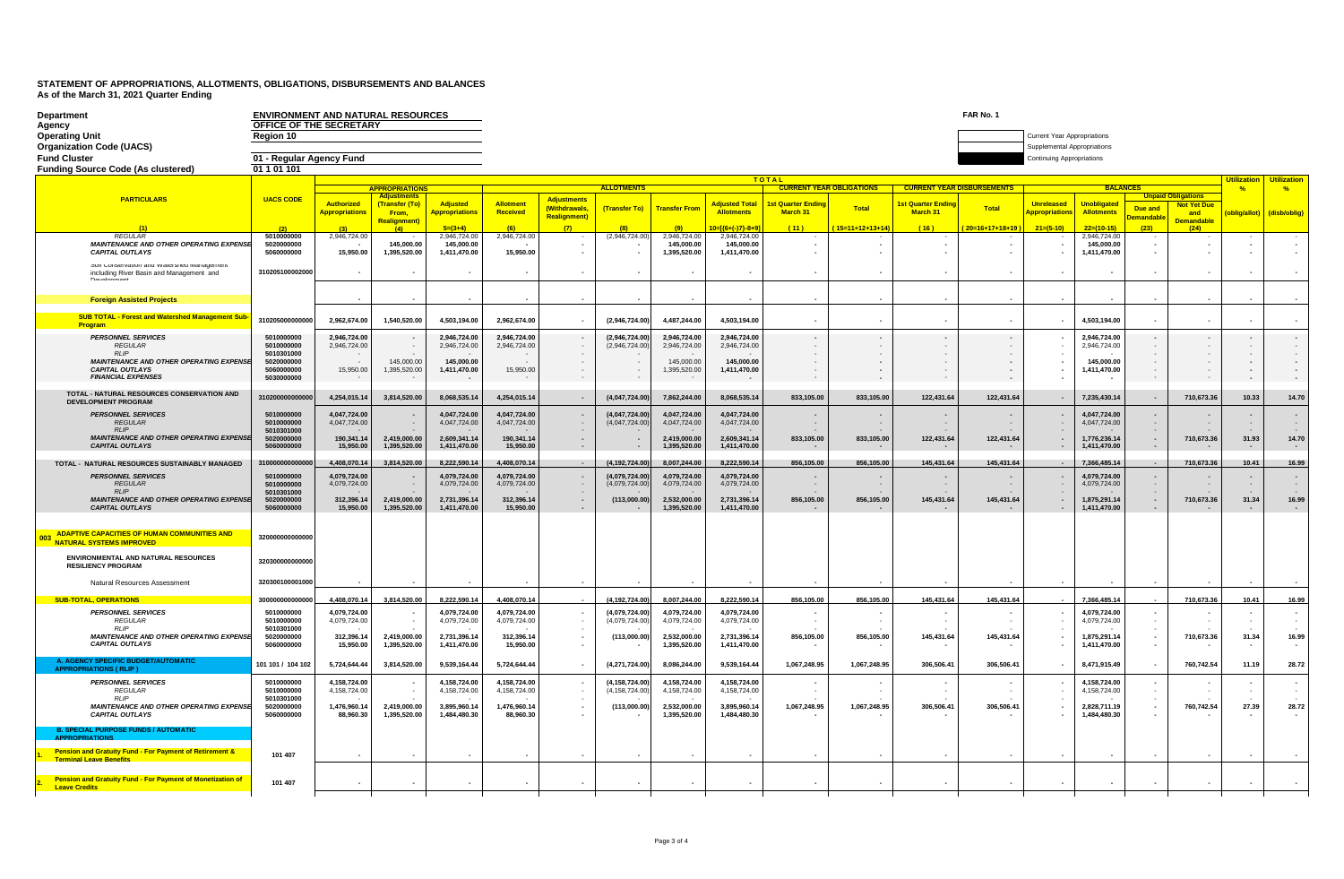# STATEMENT OF APPROPRIATIONS, ALLOTMENTS, OBLIGATIONS, DISBURSEMENTS AND BALANCES

As of the March 31, 2021 Quarter Ending

| | |
|---|---|
| **Department** | ENVIRONMENT AND NATURAL RESOURCES |
| **Agency** | OFFICE OF THE SECRETARY |
| **Operating Unit** | Region 10 |
| **Organization Code (UACS)** | |
| **Fund Cluster** | 01 - Regular Agency Fund |
| **Funding Source Code (As clustered)** | 01 1 01 101 |

FAR No. 1

Current Year Appropriations
Supplemental Appropriations
Continuing Appropriations

| PARTICULARS | UACS CODE | APPROPRIATIONS: Authorized Appropriations | APPROPRIATIONS: Adjustments (Transfer (To) From, Realignment) | APPROPRIATIONS: Adjusted Appropriations | ALLOTMENTS: Allotment Received | ALLOTMENTS: Adjustments (Withdrawals, Realignment) | ALLOTMENTS: (Transfer To) | ALLOTMENTS: Transfer From | ALLOTMENTS: Adjusted Total Allotments | CURRENT YEAR OBLIGATIONS: 1st Quarter Ending March 31 | CURRENT YEAR OBLIGATIONS: Total | CURRENT YEAR DISBURSEMENTS: 1st Quarter Ending March 31 | CURRENT YEAR DISBURSEMENTS: Total | BALANCES: Unreleased Appropriations | BALANCES: Unobligated Allotments | BALANCES: Unpaid Obligations: Due and Demandable | BALANCES: Unpaid Obligations: Not Yet Due and Demandable | Utilization % (oblig/allot) | Utilization % (disb/oblig) |
|---|---|---|---|---|---|---|---|---|---|---|---|---|---|---|---|---|---|---|---|
| (1) | (2) | (3) | (4) | 5=(3+4) | (6) | (7) | (8) | (9) | 10=[(6+(-)7)-8+9] | (11) | (15=11+12+13+14) | (16) | (20=16+17+18+19) | 21=(5-10) | 22=(10-15) | (23) | (24) | | |
| *REGULAR* | 5010000000 | 2,946,724.00 | - | 2,946,724.00 | 2,946,724.00 | - | (2,946,724.00) | 2,946,724.00 | 2,946,724.00 | - | - | - | - | - | 2,946,724.00 | - | - | - | - |
| *MAINTENANCE AND OTHER OPERATING EXPENSE* | 5020000000 | - | 145,000.00 | 145,000.00 | - | - | - | 145,000.00 | 145,000.00 | - | - | - | - | - | 145,000.00 | - | - | - | - |
| *CAPITAL OUTLAYS* | 5060000000 | 15,950.00 | 1,395,520.00 | 1,411,470.00 | 15,950.00 | - | - | 1,395,520.00 | 1,411,470.00 | - | - | - | - | - | 1,411,470.00 | - | - | - | - |
| Soil Conservation and Watershed Management including River Basin and Management and Development | 310205100002000 | - | - | - | - | - | - | - | - | - | - | - | - | - | - | - | - | - | - |
| **Foreign Assisted Projects** | | - | - | - | - | - | - | - | - | - | - | - | - | - | - | - | - | - | - |
| **SUB TOTAL - Forest and Watershed Management Sub-Program** | 310205000000000 | 2,962,674.00 | 1,540,520.00 | 4,503,194.00 | 2,962,674.00 | - | (2,946,724.00) | 4,487,244.00 | 4,503,194.00 | - | - | - | - | - | 4,503,194.00 | - | - | - | - |
| *PERSONNEL SERVICES* | 5010000000 | 2,946,724.00 | - | 2,946,724.00 | 2,946,724.00 | - | (2,946,724.00) | 2,946,724.00 | 2,946,724.00 | - | - | - | - | - | 2,946,724.00 | - | - | - | - |
| *REGULAR* | 5010000000 | 2,946,724.00 | - | 2,946,724.00 | 2,946,724.00 | - | (2,946,724.00) | 2,946,724.00 | 2,946,724.00 | - | - | - | - | - | 2,946,724.00 | - | - | - | - |
| *RLIP* | 5010301000 | - | - | - | - | - | - | - | - | - | - | - | - | - | - | - | - | - | - |
| *MAINTENANCE AND OTHER OPERATING EXPENSE* | 5020000000 | - | 145,000.00 | 145,000.00 | - | - | - | 145,000.00 | 145,000.00 | - | - | - | - | - | 145,000.00 | - | - | - | - |
| *CAPITAL OUTLAYS* | 5060000000 | 15,950.00 | 1,395,520.00 | 1,411,470.00 | 15,950.00 | - | - | 1,395,520.00 | 1,411,470.00 | - | - | - | - | - | 1,411,470.00 | - | - | - | - |
| *FINANCIAL EXPENSES* | 5030000000 | - | - | - | - | - | - | - | - | - | - | - | - | - | - | - | - | - | - |
| **TOTAL - NATURAL RESOURCES CONSERVATION AND DEVELOPMENT PROGRAM** | 310200000000000 | 4,254,015.14 | 3,814,520.00 | 8,068,535.14 | 4,254,015.14 | - | (4,047,724.00) | 7,862,244.00 | 8,068,535.14 | 833,105.00 | 833,105.00 | 122,431.64 | 122,431.64 | - | 7,235,430.14 | - | 710,673.36 | 10.33 | 14.70 |
| *PERSONNEL SERVICES* | 5010000000 | 4,047,724.00 | - | 4,047,724.00 | 4,047,724.00 | - | (4,047,724.00) | 4,047,724.00 | 4,047,724.00 | - | - | - | - | - | 4,047,724.00 | - | - | - | - |
| *REGULAR* | 5010000000 | 4,047,724.00 | - | 4,047,724.00 | 4,047,724.00 | - | (4,047,724.00) | 4,047,724.00 | 4,047,724.00 | - | - | - | - | - | 4,047,724.00 | - | - | - | - |
| *RLIP* | 5010301000 | - | - | - | - | - | - | - | - | - | - | - | - | - | - | - | - | - | - |
| *MAINTENANCE AND OTHER OPERATING EXPENSE* | 5020000000 | 190,341.14 | 2,419,000.00 | 2,609,341.14 | 190,341.14 | - | - | 2,419,000.00 | 2,609,341.14 | 833,105.00 | 833,105.00 | 122,431.64 | 122,431.64 | - | 1,776,236.14 | - | 710,673.36 | 31.93 | 14.70 |
| *CAPITAL OUTLAYS* | 5060000000 | 15,950.00 | 1,395,520.00 | 1,411,470.00 | 15,950.00 | - | - | 1,395,520.00 | 1,411,470.00 | - | - | - | - | - | 1,411,470.00 | - | - | - | - |
| **TOTAL - NATURAL RESOURCES SUSTAINABLY MANAGED** | 310000000000000 | 4,408,070.14 | 3,814,520.00 | 8,222,590.14 | 4,408,070.14 | - | (4,192,724.00) | 8,007,244.00 | 8,222,590.14 | 856,105.00 | 856,105.00 | 145,431.64 | 145,431.64 | - | 7,366,485.14 | - | 710,673.36 | 10.41 | 16.99 |
| *PERSONNEL SERVICES* | 5010000000 | 4,079,724.00 | - | 4,079,724.00 | 4,079,724.00 | - | (4,079,724.00) | 4,079,724.00 | 4,079,724.00 | - | - | - | - | - | 4,079,724.00 | - | - | - | - |
| *REGULAR* | 5010000000 | 4,079,724.00 | - | 4,079,724.00 | 4,079,724.00 | - | (4,079,724.00) | 4,079,724.00 | 4,079,724.00 | - | - | - | - | - | 4,079,724.00 | - | - | - | - |
| *RLIP* | 5010301000 | - | - | - | - | - | - | - | - | - | - | - | - | - | - | - | - | - | - |
| *MAINTENANCE AND OTHER OPERATING EXPENSE* | 5020000000 | 312,396.14 | 2,419,000.00 | 2,731,396.14 | 312,396.14 | - | (113,000.00) | 2,532,000.00 | 2,731,396.14 | 856,105.00 | 856,105.00 | 145,431.64 | 145,431.64 | - | 1,875,291.14 | - | 710,673.36 | 31.34 | 16.99 |
| *CAPITAL OUTLAYS* | 5060000000 | 15,950.00 | 1,395,520.00 | 1,411,470.00 | 15,950.00 | - | - | 1,395,520.00 | 1,411,470.00 | - | - | - | - | - | 1,411,470.00 | - | - | - | - |
| **003 ADAPTIVE CAPACITIES OF HUMAN COMMUNITIES AND NATURAL SYSTEMS IMPROVED** | 320000000000000 | | | | | | | | | | | | | | | | | | |
| **ENVIRONMENTAL AND NATURAL RESOURCES RESILIENCY PROGRAM** | 320300000000000 | | | | | | | | | | | | | | | | | | |
| Natural Resources Assessment | 320300100001000 | - | - | - | - | - | - | - | - | - | - | - | - | - | - | - | - | - | - |
| **SUB-TOTAL, OPERATIONS** | 300000000000000 | 4,408,070.14 | 3,814,520.00 | 8,222,590.14 | 4,408,070.14 | - | (4,192,724.00) | 8,007,244.00 | 8,222,590.14 | 856,105.00 | 856,105.00 | 145,431.64 | 145,431.64 | - | 7,366,485.14 | - | 710,673.36 | 10.41 | 16.99 |
| *PERSONNEL SERVICES* | 5010000000 | 4,079,724.00 | - | 4,079,724.00 | 4,079,724.00 | - | (4,079,724.00) | 4,079,724.00 | 4,079,724.00 | - | - | - | - | - | 4,079,724.00 | - | - | - | - |
| *REGULAR* | 5010000000 | 4,079,724.00 | - | 4,079,724.00 | 4,079,724.00 | - | (4,079,724.00) | 4,079,724.00 | 4,079,724.00 | - | - | - | - | - | 4,079,724.00 | - | - | - | - |
| *RLIP* | 5010301000 | - | - | - | - | - | - | - | - | - | - | - | - | - | - | - | - | - | - |
| *MAINTENANCE AND OTHER OPERATING EXPENSE* | 5020000000 | 312,396.14 | 2,419,000.00 | 2,731,396.14 | 312,396.14 | - | (113,000.00) | 2,532,000.00 | 2,731,396.14 | 856,105.00 | 856,105.00 | 145,431.64 | 145,431.64 | - | 1,875,291.14 | - | 710,673.36 | 31.34 | 16.99 |
| *CAPITAL OUTLAYS* | 5060000000 | 15,950.00 | 1,395,520.00 | 1,411,470.00 | 15,950.00 | - | - | 1,395,520.00 | 1,411,470.00 | - | - | - | - | - | 1,411,470.00 | - | - | - | - |
| **A. AGENCY SPECIFIC BUDGET/AUTOMATIC APPROPRIATIONS ( RLIP )** | 101 101 / 104 102 | 5,724,644.44 | 3,814,520.00 | 9,539,164.44 | 5,724,644.44 | - | (4,271,724.00) | 8,086,244.00 | 9,539,164.44 | 1,067,248.95 | 1,067,248.95 | 306,506.41 | 306,506.41 | - | 8,471,915.49 | - | 760,742.54 | 11.19 | 28.72 |
| *PERSONNEL SERVICES* | 5010000000 | 4,158,724.00 | - | 4,158,724.00 | 4,158,724.00 | - | (4,158,724.00) | 4,158,724.00 | 4,158,724.00 | - | - | - | - | - | 4,158,724.00 | - | - | - | - |
| *REGULAR* | 5010000000 | 4,158,724.00 | - | 4,158,724.00 | 4,158,724.00 | - | (4,158,724.00) | 4,158,724.00 | 4,158,724.00 | - | - | - | - | - | 4,158,724.00 | - | - | - | - |
| *RLIP* | 5010301000 | - | - | - | - | - | - | - | - | - | - | - | - | - | - | - | - | - | - |
| *MAINTENANCE AND OTHER OPERATING EXPENSE* | 5020000000 | 1,476,960.14 | 2,419,000.00 | 3,895,960.14 | 1,476,960.14 | - | (113,000.00) | 2,532,000.00 | 3,895,960.14 | 1,067,248.95 | 1,067,248.95 | 306,506.41 | 306,506.41 | - | 2,828,711.19 | - | 760,742.54 | 27.39 | 28.72 |
| *CAPITAL OUTLAYS* | 5060000000 | 88,960.30 | 1,395,520.00 | 1,484,480.30 | 88,960.30 | - | - | 1,395,520.00 | 1,484,480.30 | - | - | - | - | - | 1,484,480.30 | - | - | - | - |
| **B. SPECIAL PURPOSE FUNDS / AUTOMATIC APPROPRIATIONS** | | | | | | | | | | | | | | | | | | | |
| 1. Pension and Gratuity Fund - For Payment of Retirement & Terminal Leave Benefits | 101 407 | - | - | - | - | - | - | - | - | - | - | - | - | - | - | - | - | - | - |
| 2. Pension and Gratuity Fund - For Payment of Monetization of Leave Credits | 101 407 | - | - | - | - | - | - | - | - | - | - | - | - | - | - | - | - | - | - |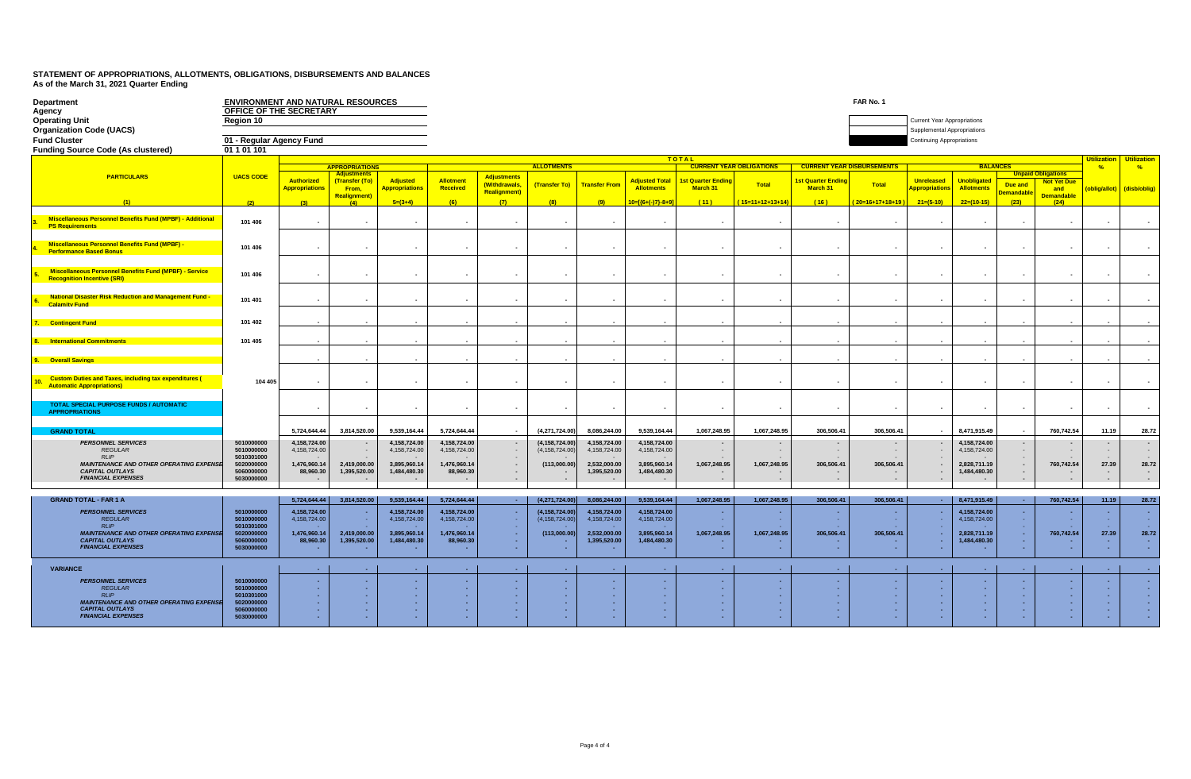# STATEMENT OF APPROPRIATIONS, ALLOTMENTS, OBLIGATIONS, DISBURSEMENTS AND BALANCES
**As of the March 31, 2021 Quarter Ending**

| | |
|---|---|
| **Department** | ENVIRONMENT AND NATURAL RESOURCES |
| **Agency** | OFFICE OF THE SECRETARY |
| **Operating Unit** | Region 10 |
| **Organization Code (UACS)** | |
| **Fund Cluster** | 01 - Regular Agency Fund |
| **Funding Source Code (As clustered)** | 01 1 01 101 |

**FAR No. 1**

Current Year Appropriations
Supplemental Appropriations
Continuing Appropriations

| PARTICULARS | UACS CODE | APPROPRIATIONS: Authorized Appropriations | APPROPRIATIONS: Adjustments (Transfer (To) From, Realignment) | APPROPRIATIONS: Adjusted Appropriations | ALLOTMENTS: Allotment Received | ALLOTMENTS: Adjustments (Withdrawals, Realignment) | ALLOTMENTS: (Transfer To) | ALLOTMENTS: Transfer From | ALLOTMENTS: Adjusted Total Allotments | CURRENT YEAR OBLIGATIONS: 1st Quarter Ending March 31 | CURRENT YEAR OBLIGATIONS: Total | CURRENT YEAR DISBURSEMENTS: 1st Quarter Ending March 31 | CURRENT YEAR DISBURSEMENTS: Total | BALANCES: Unreleased Appropriations | BALANCES: Unobligated Allotments | BALANCES: Unpaid Obligations: Due and Demandable | BALANCES: Unpaid Obligations: Not Yet Due and Demandable | Utilization % (oblig/allot) | Utilization % (disb/oblig) |
|---|---|---|---|---|---|---|---|---|---|---|---|---|---|---|---|---|---|---|---|
| (1) | (2) | (3) | (4) | 5=(3+4) | (6) | (7) | (8) | (9) | 10=[(6+(-)7)-8+9] | (11) | (15=11+12+13+14) | (16) | (20=16+17+18+19) | 21=(5-10) | 22=(10-15) | (23) | (24) | | |
| 3. Miscellaneous Personnel Benefits Fund (MPBF) - Additional PS Requirements | 101 406 | - | - | - | - | - | - | - | - | - | - | - | - | - | - | - | - | - | - |
| 4. Miscellaneous Personnel Benefits Fund (MPBF) - Performance Based Bonus | 101 406 | - | - | - | - | - | - | - | - | - | - | - | - | - | - | - | - | - | - |
| 5. Miscellaneous Personnel Benefits Fund (MPBF) - Service Recognition Incentive (SRI) | 101 406 | - | - | - | - | - | - | - | - | - | - | - | - | - | - | - | - | - | - |
| 6. National Disaster Risk Reduction and Management Fund - Calamity Fund | 101 401 | - | - | - | - | - | - | - | - | - | - | - | - | - | - | - | - | - | - |
| 7. Contingent Fund | 101 402 | - | - | - | - | - | - | - | - | - | - | - | - | - | - | - | - | - | - |
| 8. International Commitments | 101 405 | - | - | - | - | - | - | - | - | - | - | - | - | - | - | - | - | - | - |
| 9. Overall Savings | | - | - | - | - | - | - | - | - | - | - | - | - | - | - | - | - | - | - |
| 10. Custom Duties and Taxes, including tax expenditures ( Automatic Appropriations) | 104 405 | - | - | - | - | - | - | - | - | - | - | - | - | - | - | - | - | - | - |
| TOTAL SPECIAL PURPOSE FUNDS / AUTOMATIC APPROPRIATIONS | | - | - | - | - | - | - | - | - | - | - | - | - | - | - | - | - | - | - |
| GRAND TOTAL | | 5,724,644.44 | 3,814,520.00 | 9,539,164.44 | 5,724,644.44 | - | (4,271,724.00) | 8,086,244.00 | 9,539,164.44 | 1,067,248.95 | 1,067,248.95 | 306,506.41 | 306,506.41 | - | 8,471,915.49 | - | 760,742.54 | 11.19 | 28.72 |
| *PERSONNEL SERVICES* | 5010000000 | 4,158,724.00 | - | 4,158,724.00 | 4,158,724.00 | - | (4,158,724.00) | 4,158,724.00 | 4,158,724.00 | - | - | - | - | - | 4,158,724.00 | - | - | - | - |
| *REGULAR* | 5010000000 | 4,158,724.00 | - | 4,158,724.00 | 4,158,724.00 | - | (4,158,724.00) | 4,158,724.00 | 4,158,724.00 | - | - | - | - | - | 4,158,724.00 | - | - | - | - |
| *RLIP* | 5010301000 | - | - | - | - | - | - | - | - | - | - | - | - | - | - | - | - | - | - |
| *MAINTENANCE AND OTHER OPERATING EXPENSE* | 5020000000 | 1,476,960.14 | 2,419,000.00 | 3,895,960.14 | 1,476,960.14 | - | (113,000.00) | 2,532,000.00 | 3,895,960.14 | 1,067,248.95 | 1,067,248.95 | 306,506.41 | 306,506.41 | - | 2,828,711.19 | - | 760,742.54 | 27.39 | 28.72 |
| *CAPITAL OUTLAYS* | 5060000000 | 88,960.30 | 1,395,520.00 | 1,484,480.30 | 88,960.30 | - | - | 1,395,520.00 | 1,484,480.30 | - | - | - | - | - | 1,484,480.30 | - | - | - | - |
| *FINANCIAL EXPENSES* | 5030000000 | - | - | - | - | - | - | - | - | - | - | - | - | - | - | - | - | - | - |
| GRAND TOTAL - FAR 1 A | | 5,724,644.44 | 3,814,520.00 | 9,539,164.44 | 5,724,644.44 | - | (4,271,724.00) | 8,086,244.00 | 9,539,164.44 | 1,067,248.95 | 1,067,248.95 | 306,506.41 | 306,506.41 | - | 8,471,915.49 | - | 760,742.54 | 11.19 | 28.72 |
| *PERSONNEL SERVICES* | 5010000000 | 4,158,724.00 | - | 4,158,724.00 | 4,158,724.00 | - | (4,158,724.00) | 4,158,724.00 | 4,158,724.00 | - | - | - | - | - | 4,158,724.00 | - | - | - | - |
| *REGULAR* | 5010000000 | 4,158,724.00 | - | 4,158,724.00 | 4,158,724.00 | - | (4,158,724.00) | 4,158,724.00 | 4,158,724.00 | - | - | - | - | - | 4,158,724.00 | - | - | - | - |
| *RLIP* | 5010301000 | - | - | - | - | - | - | - | - | - | - | - | - | - | - | - | - | - | - |
| *MAINTENANCE AND OTHER OPERATING EXPENSE* | 5020000000 | 1,476,960.14 | 2,419,000.00 | 3,895,960.14 | 1,476,960.14 | - | (113,000.00) | 2,532,000.00 | 3,895,960.14 | 1,067,248.95 | 1,067,248.95 | 306,506.41 | 306,506.41 | - | 2,828,711.19 | - | 760,742.54 | 27.39 | 28.72 |
| *CAPITAL OUTLAYS* | 5060000000 | 88,960.30 | 1,395,520.00 | 1,484,480.30 | 88,960.30 | - | - | 1,395,520.00 | 1,484,480.30 | - | - | - | - | - | 1,484,480.30 | - | - | - | - |
| *FINANCIAL EXPENSES* | 5030000000 | - | - | - | - | - | - | - | - | - | - | - | - | - | - | - | - | - | - |
| VARIANCE | | - | - | - | - | - | - | - | - | - | - | - | - | - | - | - | - | - | - |
| *PERSONNEL SERVICES* | 5010000000 | - | - | - | - | - | - | - | - | - | - | - | - | - | - | - | - | - | - |
| *REGULAR* | 5010000000 | - | - | - | - | - | - | - | - | - | - | - | - | - | - | - | - | - | - |
| *RLIP* | 5010301000 | - | - | - | - | - | - | - | - | - | - | - | - | - | - | - | - | - | - |
| *MAINTENANCE AND OTHER OPERATING EXPENSE* | 5020000000 | - | - | - | - | - | - | - | - | - | - | - | - | - | - | - | - | - | - |
| *CAPITAL OUTLAYS* | 5060000000 | - | - | - | - | - | - | - | - | - | - | - | - | - | - | - | - | - | - |
| *FINANCIAL EXPENSES* | 5030000000 | - | - | - | - | - | - | - | - | - | - | - | - | - | - | - | - | - | - |